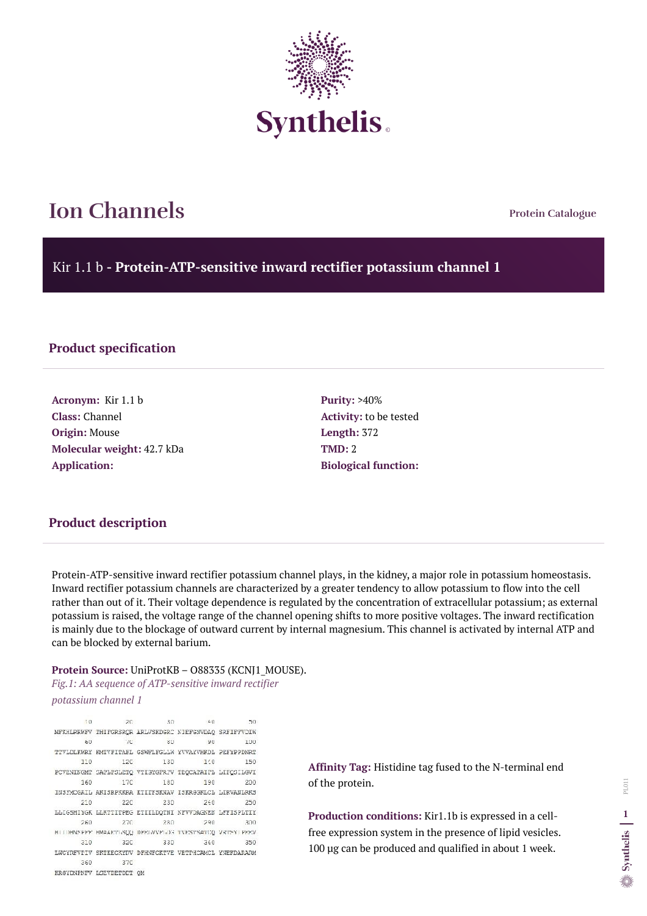# Ion Channels

Protein Catalogue

## Kir 1.1 b - **Protein-ATP-sensitive inward rectifier potassium channel 1**

### Product specification

**Acronym:** Kir 1.1 b
**Class:** Channel
**Origin:** Mouse
**Molecular weight:** 42.7 kDa
**Application:**

**Purity:** >40%
**Activity:** to be tested
**Length:** 372
**TMD:** 2
**Biological function:**

### Product description

Protein-ATP-sensitive inward rectifier potassium channel plays, in the kidney, a major role in potassium homeostasis. Inward rectifier potassium channels are characterized by a greater tendency to allow potassium to flow into the cell rather than out of it. Their voltage dependence is regulated by the concentration of extracellular potassium; as external potassium is raised, the voltage range of the channel opening shifts to more positive voltages. The inward rectification is mainly due to the blockage of outward current by internal magnesium. This channel is activated by internal ATP and can be blocked by external barium.

**Protein Source:** UniProtKB – O88335 (KCNJ1_MOUSE).

*Fig.1: AA sequence of ATP-sensitive inward rectifier potassium channel 1*

```
        10         20         30         40         50
MFKHLRRWFV THIFGRSRQR ARLVSKDGRC NIEFGNVDAQ SRFIFFVDIW
        60         70         80         90        100
TTVLDLKWRY KMTVFITAFL GSWFLFGLLW YVVAYVHKDL PEFYPPDNRT
       110        120        130        140        150
PCVENINGMT SAFLFSLETQ VTIGYGFRFV TEQCATAIFL LIFQSILGVI
       160        170        180        190        200
INSFMCGAIL AKISRPKKRA KTITFSKNAV ISKRGGKLCL LIRVANLRKS
       210        220        230        240        250
LLIGSHIYGK LLKTTITPEG ETIILDQTNI NFVVDAGNEN LFFISPLTIY
       260        270        280        290        300
HIIDHNSPFF HMAAETLSQQ DFELVVFLDG TVESTSATCQ VRTSYIPEEV
       310        320        330        340        350
LWGYRFVPIV SKTKEGKYRV DFHNFGKTVE VETPHCAMCL YNEKDARARM
       360        370
KRGYDNPNFV LSEVDETDDT QM
```

**Affinity Tag:** Histidine tag fused to the N-terminal end of the protein.

**Production conditions:** Kir1.1b is expressed in a cell-free expression system in the presence of lipid vesicles. 100 µg can be produced and qualified in about 1 week.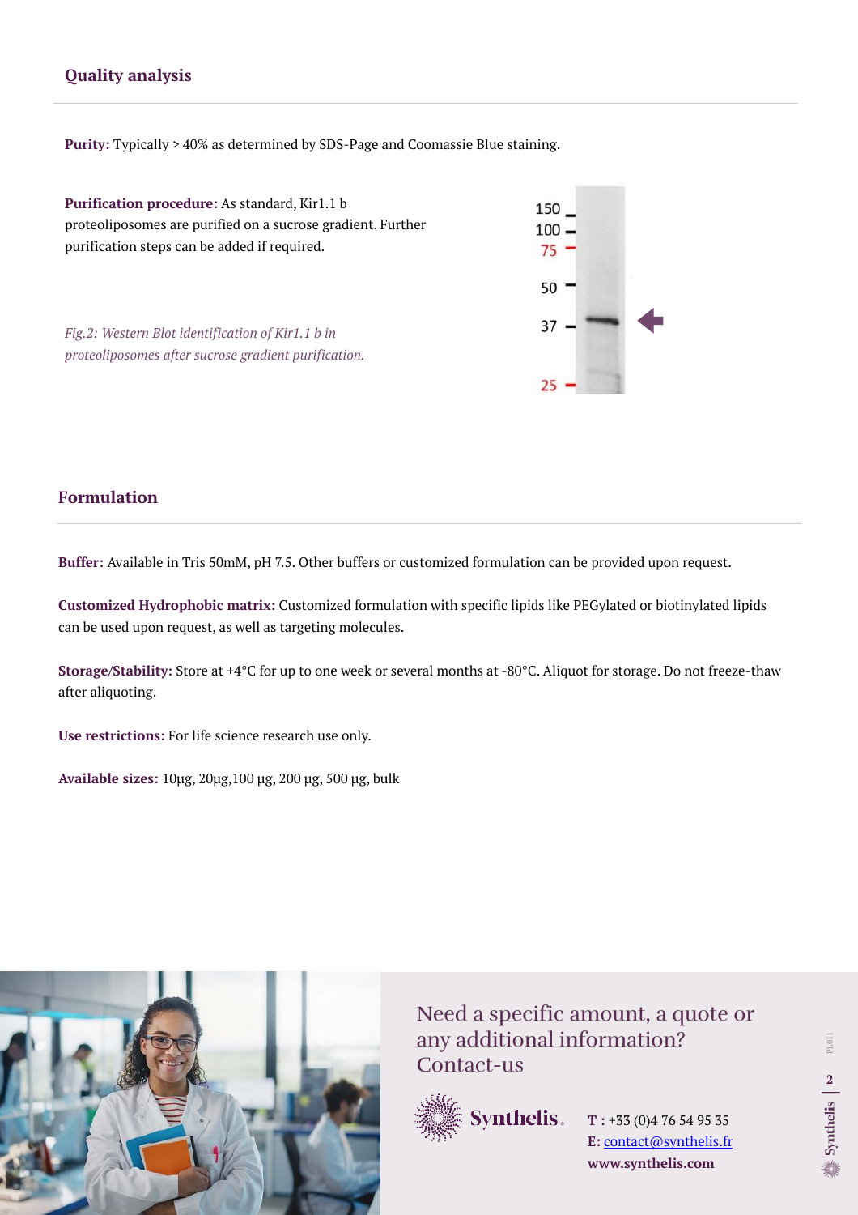## Quality analysis

**Purity:** Typically > 40% as determined by SDS-Page and Coomassie Blue staining.

**Purification procedure:** As standard, Kir1.1 b proteoliposomes are purified on a sucrose gradient. Further purification steps can be added if required.

150
100
75
50
37
25

*Fig.2: Western Blot identification of Kir1.1 b in proteoliposomes after sucrose gradient purification.*

## Formulation

**Buffer:** Available in Tris 50mM, pH 7.5. Other buffers or customized formulation can be provided upon request.

**Customized Hydrophobic matrix:** Customized formulation with specific lipids like PEGylated or biotinylated lipids can be used upon request, as well as targeting molecules.

**Storage/Stability:** Store at +4°C for up to one week or several months at -80°C. Aliquot for storage. Do not freeze-thaw after aliquoting.

**Use restrictions:** For life science research use only.

**Available sizes:** 10µg, 20µg,100 µg, 200 µg, 500 µg, bulk

Need a specific amount, a quote or any additional information? Contact-us

Synthelis

**T :** +33 (0)4 76 54 95 35
**E:** contact@synthelis.fr
**www.synthelis.com**